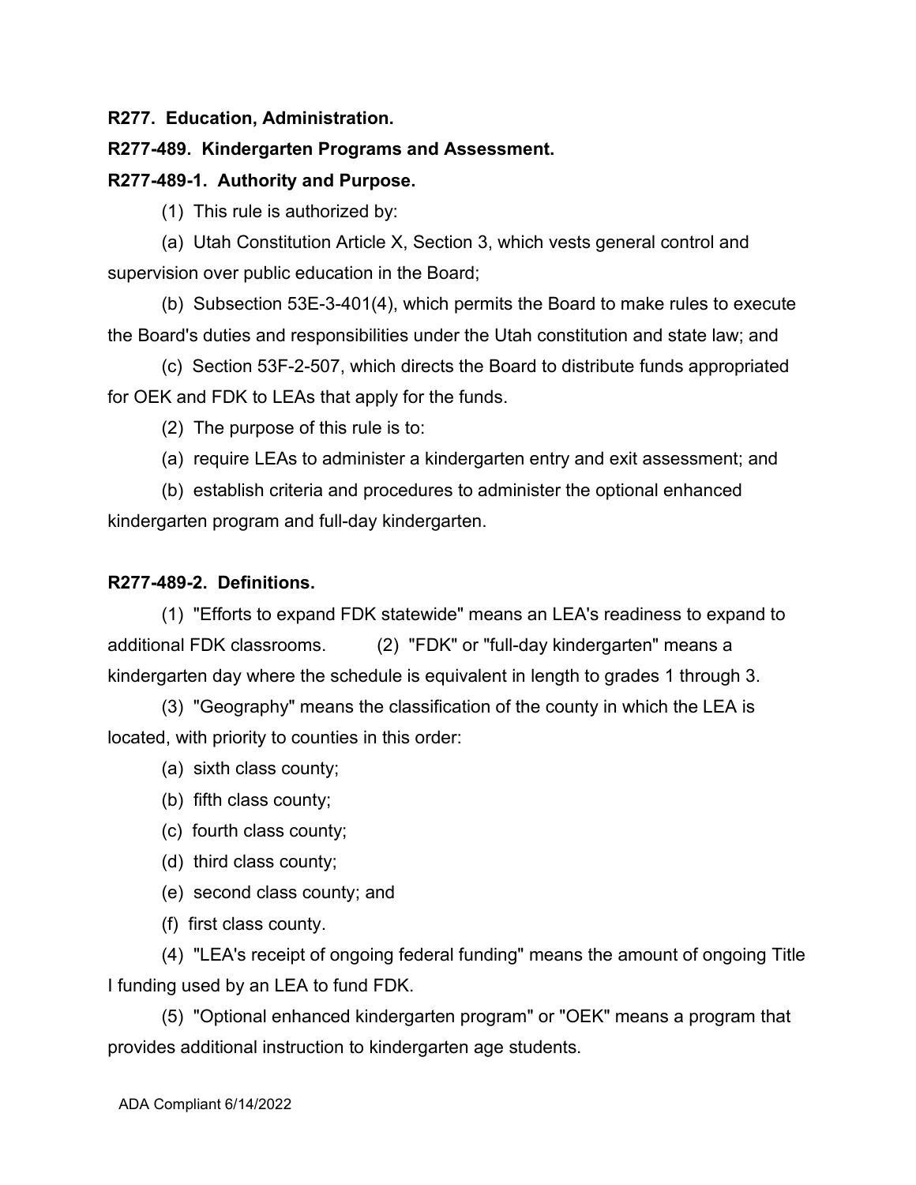**R277. Education, Administration.**

**R277-489. Kindergarten Programs and Assessment.**

**R277-489-1. Authority and Purpose.**

(1) This rule is authorized by:

(a) Utah Constitution Article X, Section 3, which vests general control and supervision over public education in the Board;

(b) Subsection 53E-3-401(4), which permits the Board to make rules to execute the Board's duties and responsibilities under the Utah constitution and state law; and

(c) Section 53F-2-507, which directs the Board to distribute funds appropriated for OEK and FDK to LEAs that apply for the funds.

(2) The purpose of this rule is to:

(a) require LEAs to administer a kindergarten entry and exit assessment; and

(b) establish criteria and procedures to administer the optional enhanced kindergarten program and full-day kindergarten.

**R277-489-2. Definitions.**

(1) "Efforts to expand FDK statewide" means an LEA's readiness to expand to additional FDK classrooms.

(2) "FDK" or "full-day kindergarten" means a kindergarten day where the schedule is equivalent in length to grades 1 through 3.

(3) "Geography" means the classification of the county in which the LEA is located, with priority to counties in this order:

(a) sixth class county;

(b) fifth class county;

(c) fourth class county;

(d) third class county;

(e) second class county; and

(f) first class county.

(4) "LEA's receipt of ongoing federal funding" means the amount of ongoing Title I funding used by an LEA to fund FDK.

(5) "Optional enhanced kindergarten program" or "OEK" means a program that provides additional instruction to kindergarten age students.

ADA Compliant 6/14/2022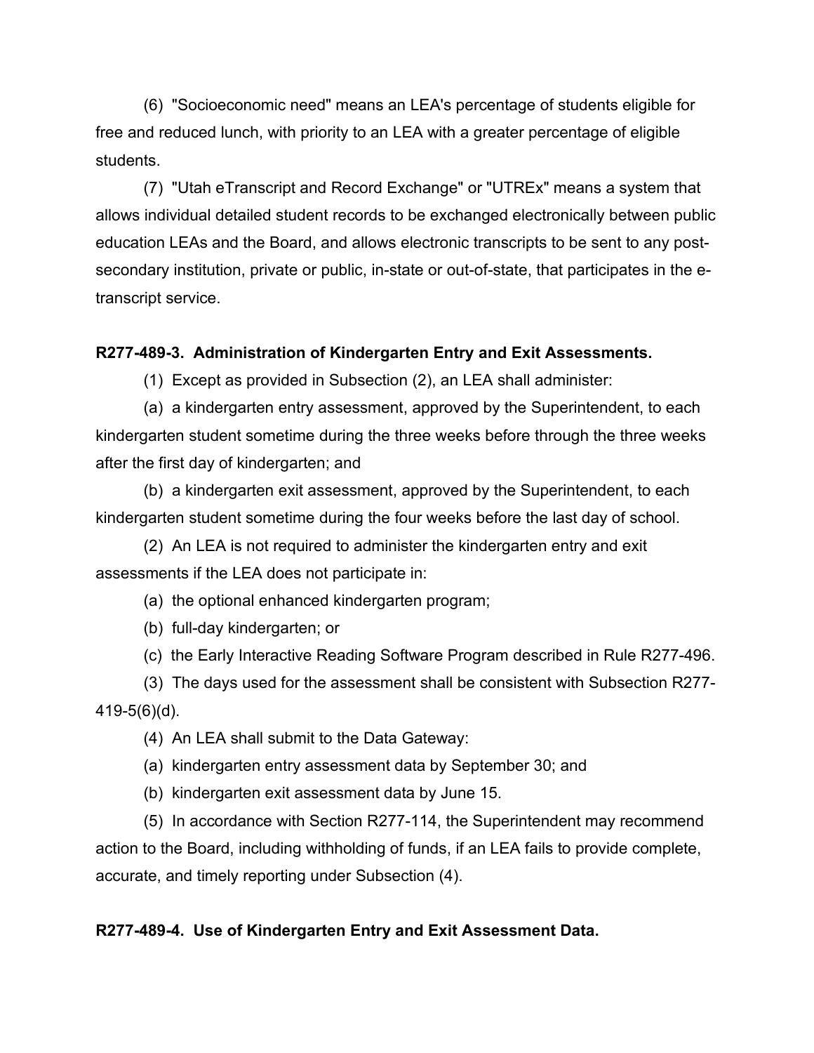(6) "Socioeconomic need" means an LEA's percentage of students eligible for free and reduced lunch, with priority to an LEA with a greater percentage of eligible students.

(7) "Utah eTranscript and Record Exchange" or "UTREx" means a system that allows individual detailed student records to be exchanged electronically between public education LEAs and the Board, and allows electronic transcripts to be sent to any post-secondary institution, private or public, in-state or out-of-state, that participates in the e-transcript service.

**R277-489-3. Administration of Kindergarten Entry and Exit Assessments.**

(1) Except as provided in Subsection (2), an LEA shall administer:

(a) a kindergarten entry assessment, approved by the Superintendent, to each kindergarten student sometime during the three weeks before through the three weeks after the first day of kindergarten; and

(b) a kindergarten exit assessment, approved by the Superintendent, to each kindergarten student sometime during the four weeks before the last day of school.

(2) An LEA is not required to administer the kindergarten entry and exit assessments if the LEA does not participate in:

(a) the optional enhanced kindergarten program;

(b) full-day kindergarten; or

(c) the Early Interactive Reading Software Program described in Rule R277-496.

(3) The days used for the assessment shall be consistent with Subsection R277-419-5(6)(d).

(4) An LEA shall submit to the Data Gateway:

(a) kindergarten entry assessment data by September 30; and

(b) kindergarten exit assessment data by June 15.

(5) In accordance with Section R277-114, the Superintendent may recommend action to the Board, including withholding of funds, if an LEA fails to provide complete, accurate, and timely reporting under Subsection (4).

**R277-489-4. Use of Kindergarten Entry and Exit Assessment Data.**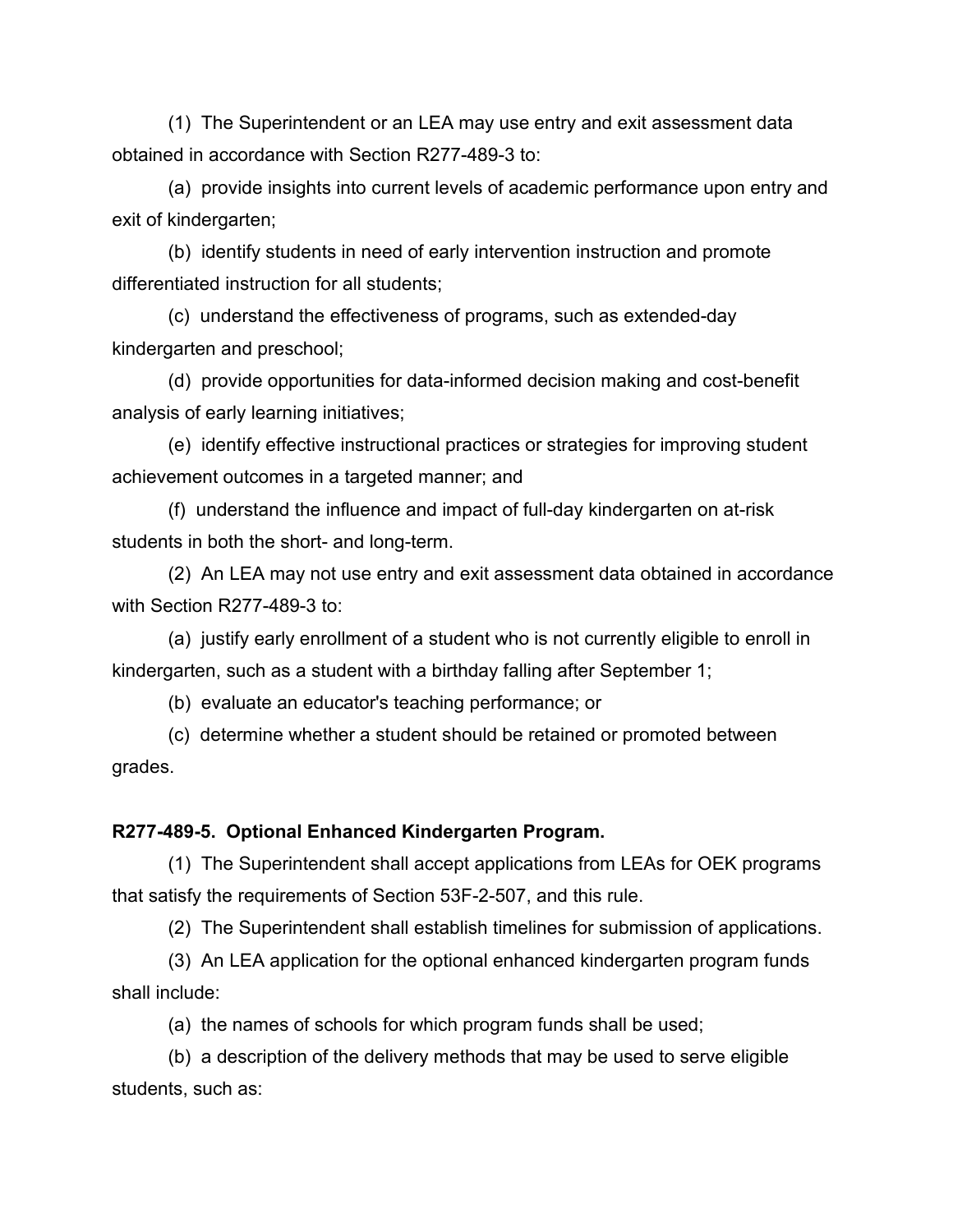(1) The Superintendent or an LEA may use entry and exit assessment data obtained in accordance with Section R277-489-3 to:

(a) provide insights into current levels of academic performance upon entry and exit of kindergarten;

(b) identify students in need of early intervention instruction and promote differentiated instruction for all students;

(c) understand the effectiveness of programs, such as extended-day kindergarten and preschool;

(d) provide opportunities for data-informed decision making and cost-benefit analysis of early learning initiatives;

(e) identify effective instructional practices or strategies for improving student achievement outcomes in a targeted manner; and

(f) understand the influence and impact of full-day kindergarten on at-risk students in both the short- and long-term.

(2) An LEA may not use entry and exit assessment data obtained in accordance with Section R277-489-3 to:

(a) justify early enrollment of a student who is not currently eligible to enroll in kindergarten, such as a student with a birthday falling after September 1;

(b) evaluate an educator's teaching performance; or

(c) determine whether a student should be retained or promoted between grades.

**R277-489-5. Optional Enhanced Kindergarten Program.**

(1) The Superintendent shall accept applications from LEAs for OEK programs that satisfy the requirements of Section 53F-2-507, and this rule.

(2) The Superintendent shall establish timelines for submission of applications.

(3) An LEA application for the optional enhanced kindergarten program funds shall include:

(a) the names of schools for which program funds shall be used;

(b) a description of the delivery methods that may be used to serve eligible students, such as: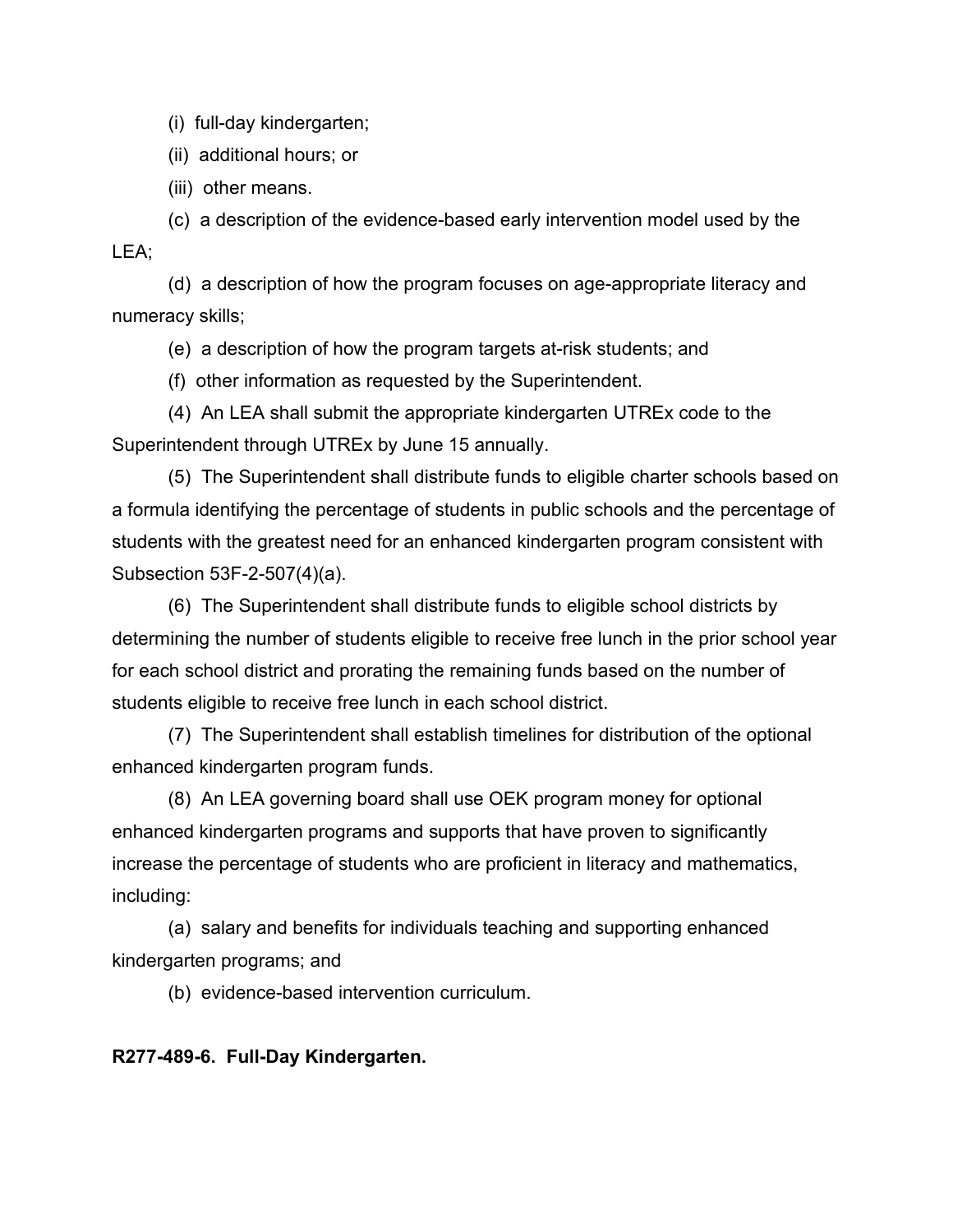(i) full-day kindergarten;

(ii) additional hours; or

(iii) other means.

(c) a description of the evidence-based early intervention model used by the LEA;

(d) a description of how the program focuses on age-appropriate literacy and numeracy skills;

(e) a description of how the program targets at-risk students; and

(f) other information as requested by the Superintendent.

(4) An LEA shall submit the appropriate kindergarten UTREx code to the Superintendent through UTREx by June 15 annually.

(5) The Superintendent shall distribute funds to eligible charter schools based on a formula identifying the percentage of students in public schools and the percentage of students with the greatest need for an enhanced kindergarten program consistent with Subsection 53F-2-507(4)(a).

(6) The Superintendent shall distribute funds to eligible school districts by determining the number of students eligible to receive free lunch in the prior school year for each school district and prorating the remaining funds based on the number of students eligible to receive free lunch in each school district.

(7) The Superintendent shall establish timelines for distribution of the optional enhanced kindergarten program funds.

(8) An LEA governing board shall use OEK program money for optional enhanced kindergarten programs and supports that have proven to significantly increase the percentage of students who are proficient in literacy and mathematics, including:

(a) salary and benefits for individuals teaching and supporting enhanced kindergarten programs; and

(b) evidence-based intervention curriculum.

**R277-489-6. Full-Day Kindergarten.**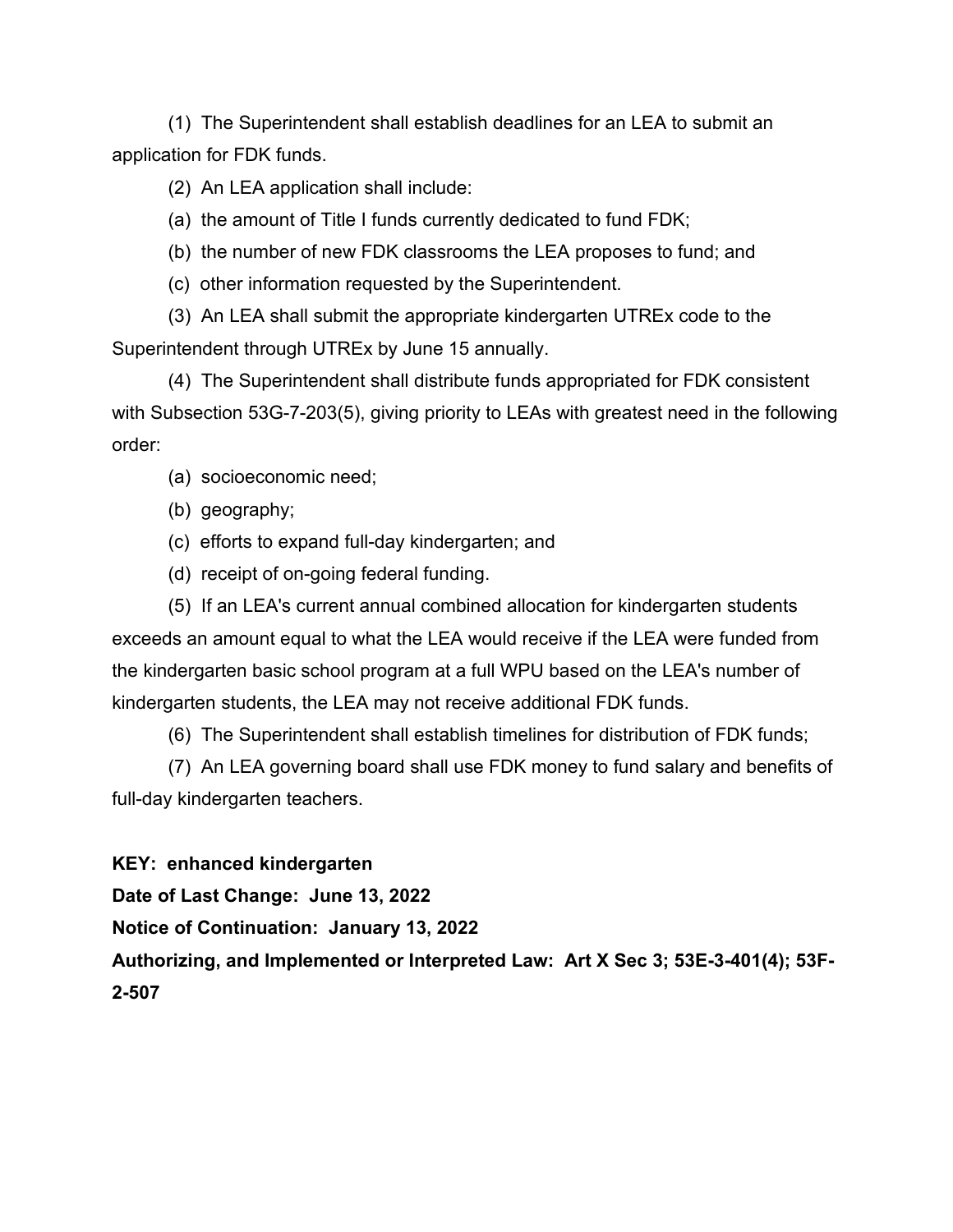(1) The Superintendent shall establish deadlines for an LEA to submit an application for FDK funds.

(2) An LEA application shall include:

(a) the amount of Title I funds currently dedicated to fund FDK;

(b) the number of new FDK classrooms the LEA proposes to fund; and

(c) other information requested by the Superintendent.

(3) An LEA shall submit the appropriate kindergarten UTREx code to the Superintendent through UTREx by June 15 annually.

(4) The Superintendent shall distribute funds appropriated for FDK consistent with Subsection 53G-7-203(5), giving priority to LEAs with greatest need in the following order:

(a) socioeconomic need;

(b) geography;

(c) efforts to expand full-day kindergarten; and

(d) receipt of on-going federal funding.

(5) If an LEA's current annual combined allocation for kindergarten students exceeds an amount equal to what the LEA would receive if the LEA were funded from the kindergarten basic school program at a full WPU based on the LEA's number of kindergarten students, the LEA may not receive additional FDK funds.

(6) The Superintendent shall establish timelines for distribution of FDK funds;

(7) An LEA governing board shall use FDK money to fund salary and benefits of full-day kindergarten teachers.

**KEY: enhanced kindergarten**

**Date of Last Change: June 13, 2022**

**Notice of Continuation: January 13, 2022**

**Authorizing, and Implemented or Interpreted Law: Art X Sec 3; 53E-3-401(4); 53F-2-507**